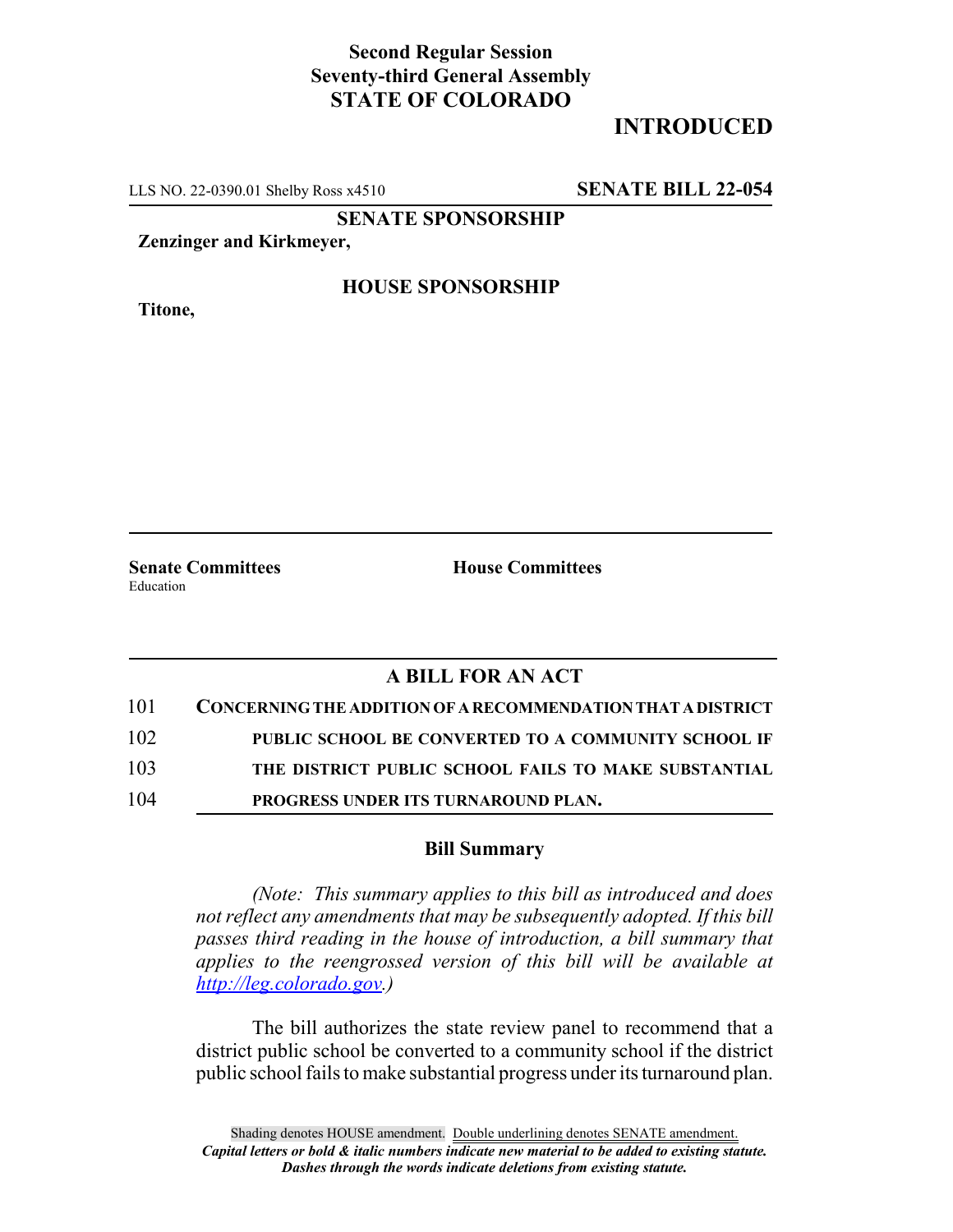**Second Regular Session**
**Seventy-third General Assembly**
**STATE OF COLORADO**

**INTRODUCED**

LLS NO. 22-0390.01 Shelby Ross x4510 **SENATE BILL 22-054**

**SENATE SPONSORSHIP**

**Zenzinger and Kirkmeyer,**

**HOUSE SPONSORSHIP**

**Titone,**

**Senate Committees**
Education

**House Committees**

## A BILL FOR AN ACT

101 **CONCERNING THE ADDITION OF A RECOMMENDATION THAT A DISTRICT**
102 **PUBLIC SCHOOL BE CONVERTED TO A COMMUNITY SCHOOL IF**
103 **THE DISTRICT PUBLIC SCHOOL FAILS TO MAKE SUBSTANTIAL**
104 **PROGRESS UNDER ITS TURNAROUND PLAN.**

### Bill Summary

*(Note: This summary applies to this bill as introduced and does not reflect any amendments that may be subsequently adopted. If this bill passes third reading in the house of introduction, a bill summary that applies to the reengrossed version of this bill will be available at http://leg.colorado.gov.)*

The bill authorizes the state review panel to recommend that a district public school be converted to a community school if the district public school fails to make substantial progress under its turnaround plan.

Shading denotes HOUSE amendment. Double underlining denotes SENATE amendment.
***Capital letters or bold & italic numbers indicate new material to be added to existing statute.***
***Dashes through the words indicate deletions from existing statute.***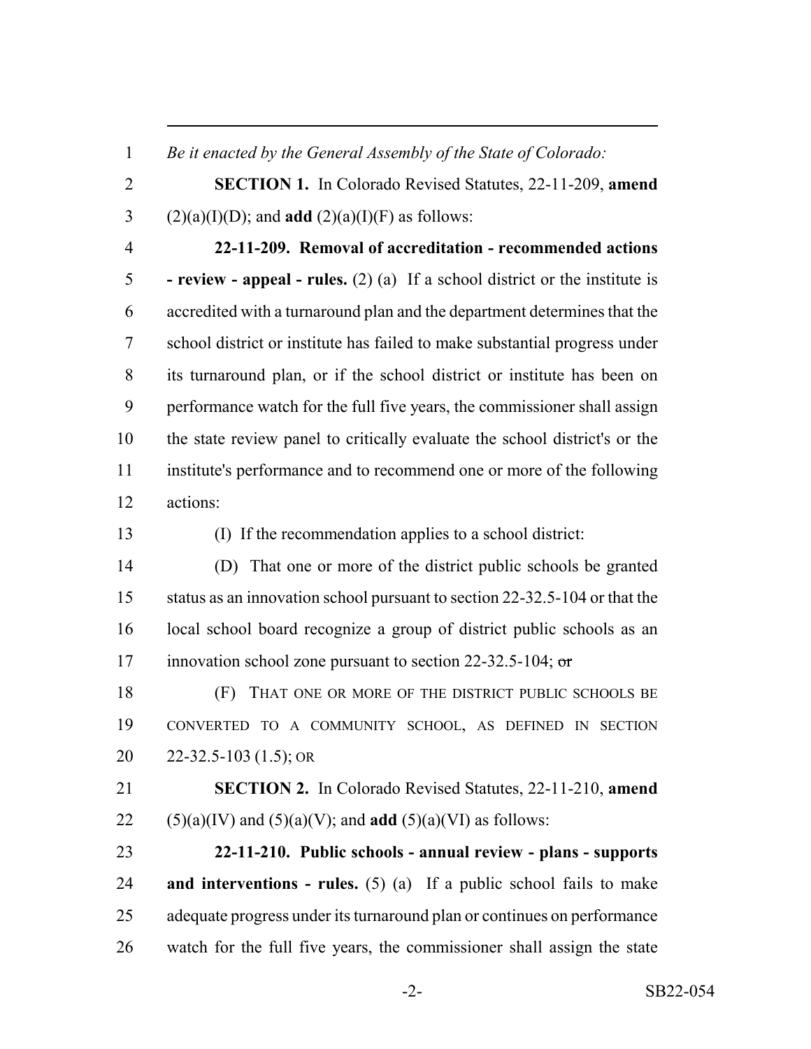*Be it enacted by the General Assembly of the State of Colorado:*

**SECTION 1.** In Colorado Revised Statutes, 22-11-209, **amend** (2)(a)(I)(D); and **add** (2)(a)(I)(F) as follows:

**22-11-209. Removal of accreditation - recommended actions - review - appeal - rules.** (2) (a) If a school district or the institute is accredited with a turnaround plan and the department determines that the school district or institute has failed to make substantial progress under its turnaround plan, or if the school district or institute has been on performance watch for the full five years, the commissioner shall assign the state review panel to critically evaluate the school district's or the institute's performance and to recommend one or more of the following actions:

(I) If the recommendation applies to a school district:

(D) That one or more of the district public schools be granted status as an innovation school pursuant to section 22-32.5-104 or that the local school board recognize a group of district public schools as an innovation school zone pursuant to section 22-32.5-104; ~~or~~

(F) THAT ONE OR MORE OF THE DISTRICT PUBLIC SCHOOLS BE CONVERTED TO A COMMUNITY SCHOOL, AS DEFINED IN SECTION 22-32.5-103 (1.5); OR

**SECTION 2.** In Colorado Revised Statutes, 22-11-210, **amend** (5)(a)(IV) and (5)(a)(V); and **add** (5)(a)(VI) as follows:

**22-11-210. Public schools - annual review - plans - supports and interventions - rules.** (5) (a) If a public school fails to make adequate progress under its turnaround plan or continues on performance watch for the full five years, the commissioner shall assign the state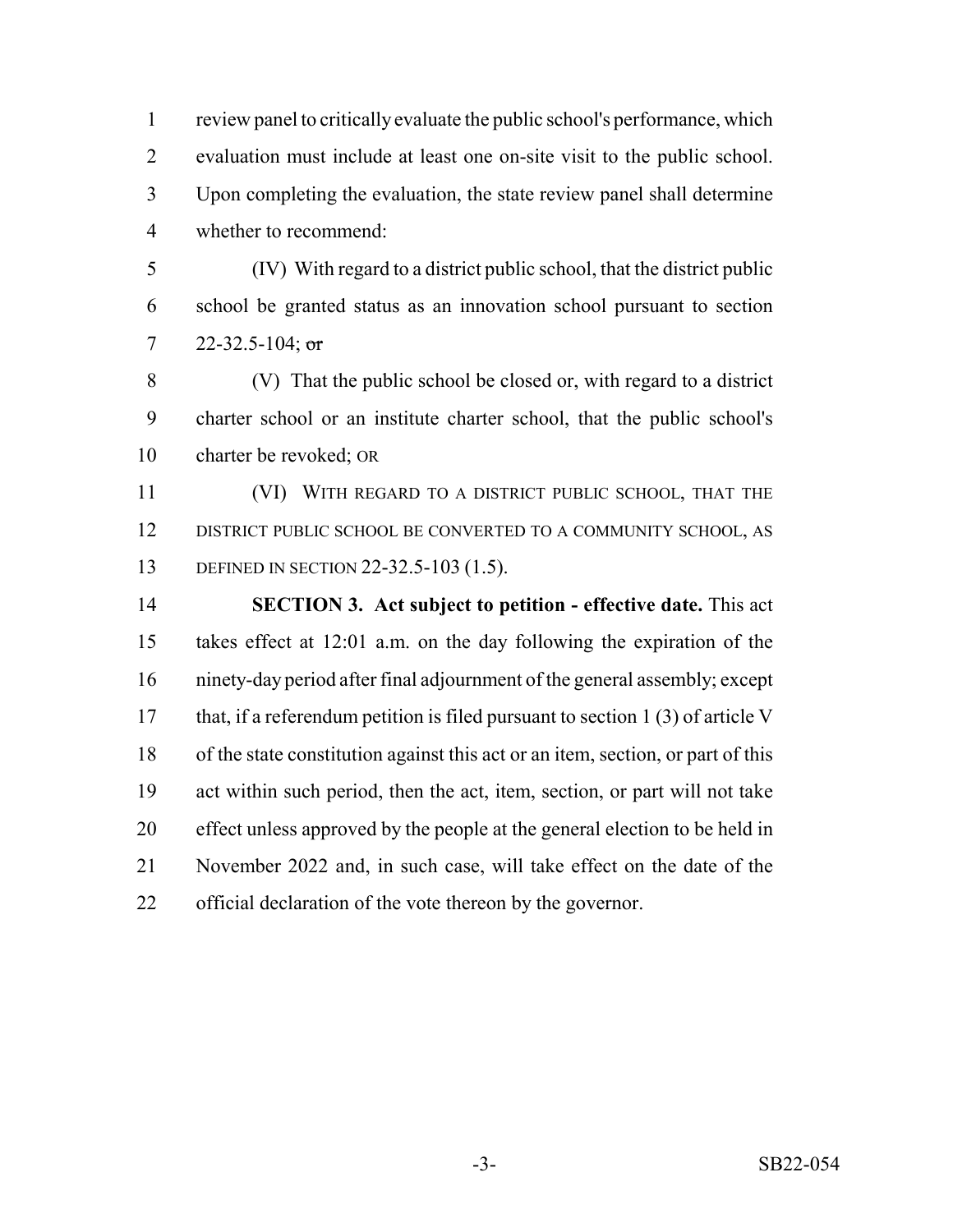review panel to critically evaluate the public school's performance, which evaluation must include at least one on-site visit to the public school. Upon completing the evaluation, the state review panel shall determine whether to recommend:

(IV) With regard to a district public school, that the district public school be granted status as an innovation school pursuant to section 22-32.5-104; ~~or~~

(V) That the public school be closed or, with regard to a district charter school or an institute charter school, that the public school's charter be revoked; OR

(VI) WITH REGARD TO A DISTRICT PUBLIC SCHOOL, THAT THE DISTRICT PUBLIC SCHOOL BE CONVERTED TO A COMMUNITY SCHOOL, AS DEFINED IN SECTION 22-32.5-103 (1.5).

**SECTION 3. Act subject to petition - effective date.** This act takes effect at 12:01 a.m. on the day following the expiration of the ninety-day period after final adjournment of the general assembly; except that, if a referendum petition is filed pursuant to section 1 (3) of article V of the state constitution against this act or an item, section, or part of this act within such period, then the act, item, section, or part will not take effect unless approved by the people at the general election to be held in November 2022 and, in such case, will take effect on the date of the official declaration of the vote thereon by the governor.